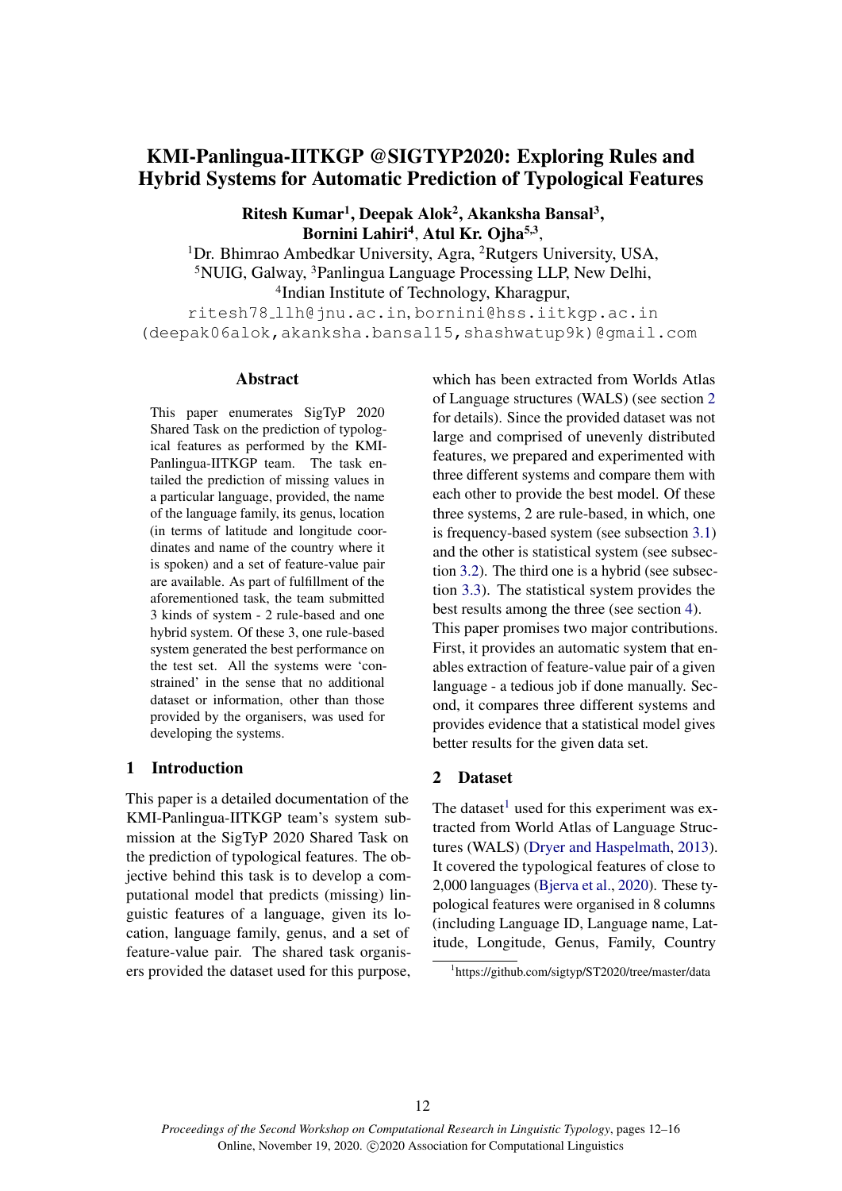# KMI-Panlingua-IITKGP @SIGTYP2020: Exploring Rules and Hybrid Systems for Automatic Prediction of Typological Features

**Ritesh Kumar[1], Deepak Alok[2], Akanksha Bansal[3], Bornini Lahiri[4], Atul Kr. Ojha[5,3],**

[1]Dr. Bhimrao Ambedkar University, Agra, [2]Rutgers University, USA,
[5]NUIG, Galway, [3]Panlingua Language Processing LLP, New Delhi,
[4]Indian Institute of Technology, Kharagpur,

ritesh78_llh@jnu.ac.in, bornini@hss.iitkgp.ac.in
(deepak06alok,akanksha.bansal15,shashwatup9k)@gmail.com

## Abstract

This paper enumerates SigTyP 2020 Shared Task on the prediction of typological features as performed by the KMI-Panlingua-IITKGP team. The task entailed the prediction of missing values in a particular language, provided, the name of the language family, its genus, location (in terms of latitude and longitude coordinates and name of the country where it is spoken) and a set of feature-value pair are available. As part of fulfillment of the aforementioned task, the team submitted 3 kinds of system - 2 rule-based and one hybrid system. Of these 3, one rule-based system generated the best performance on the test set. All the systems were 'constrained' in the sense that no additional dataset or information, other than those provided by the organisers, was used for developing the systems.

## 1 Introduction

This paper is a detailed documentation of the KMI-Panlingua-IITKGP team's system submission at the SigTyP 2020 Shared Task on the prediction of typological features. The objective behind this task is to develop a computational model that predicts (missing) linguistic features of a language, given its location, language family, genus, and a set of feature-value pair. The shared task organisers provided the dataset used for this purpose, which has been extracted from Worlds Atlas of Language structures (WALS) (see section 2 for details). Since the provided dataset was not large and comprised of unevenly distributed features, we prepared and experimented with three different systems and compare them with each other to provide the best model. Of these three systems, 2 are rule-based, in which, one is frequency-based system (see subsection 3.1) and the other is statistical system (see subsection 3.2). The third one is a hybrid (see subsection 3.3). The statistical system provides the best results among the three (see section 4). This paper promises two major contributions. First, it provides an automatic system that enables extraction of feature-value pair of a given language - a tedious job if done manually. Second, it compares three different systems and provides evidence that a statistical model gives better results for the given data set.

## 2 Dataset

The dataset[1] used for this experiment was extracted from World Atlas of Language Structures (WALS) (Dryer and Haspelmath, 2013). It covered the typological features of close to 2,000 languages (Bjerva et al., 2020). These typological features were organised in 8 columns (including Language ID, Language name, Latitude, Longitude, Genus, Family, Country

[1]https://github.com/sigtyp/ST2020/tree/master/data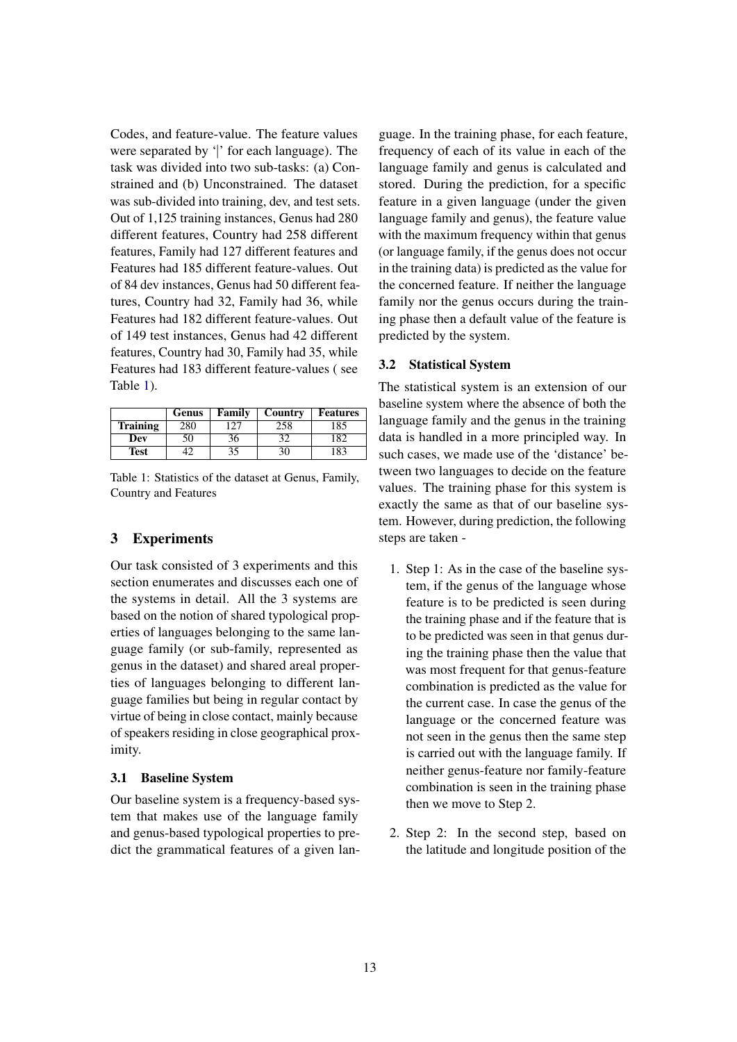Codes, and feature-value. The feature values were separated by '|' for each language). The task was divided into two sub-tasks: (a) Constrained and (b) Unconstrained. The dataset was sub-divided into training, dev, and test sets. Out of 1,125 training instances, Genus had 280 different features, Country had 258 different features, Family had 127 different features and Features had 185 different feature-values. Out of 84 dev instances, Genus had 50 different features, Country had 32, Family had 36, while Features had 182 different feature-values. Out of 149 test instances, Genus had 42 different features, Country had 30, Family had 35, while Features had 183 different feature-values ( see Table 1).

| | Genus | Family | Country | Features |
|---|---|---|---|---|
| **Training** | 280 | 127 | 258 | 185 |
| **Dev** | 50 | 36 | 32 | 182 |
| **Test** | 42 | 35 | 30 | 183 |

Table 1: Statistics of the dataset at Genus, Family, Country and Features

## 3 Experiments

Our task consisted of 3 experiments and this section enumerates and discusses each one of the systems in detail. All the 3 systems are based on the notion of shared typological properties of languages belonging to the same language family (or sub-family, represented as genus in the dataset) and shared areal properties of languages belonging to different language families but being in regular contact by virtue of being in close contact, mainly because of speakers residing in close geographical proximity.

### 3.1 Baseline System

Our baseline system is a frequency-based system that makes use of the language family and genus-based typological properties to predict the grammatical features of a given language. In the training phase, for each feature, frequency of each of its value in each of the language family and genus is calculated and stored. During the prediction, for a specific feature in a given language (under the given language family and genus), the feature value with the maximum frequency within that genus (or language family, if the genus does not occur in the training data) is predicted as the value for the concerned feature. If neither the language family nor the genus occurs during the training phase then a default value of the feature is predicted by the system.

### 3.2 Statistical System

The statistical system is an extension of our baseline system where the absence of both the language family and the genus in the training data is handled in a more principled way. In such cases, we made use of the 'distance' between two languages to decide on the feature values. The training phase for this system is exactly the same as that of our baseline system. However, during prediction, the following steps are taken -

1. Step 1: As in the case of the baseline system, if the genus of the language whose feature is to be predicted is seen during the training phase and if the feature that is to be predicted was seen in that genus during the training phase then the value that was most frequent for that genus-feature combination is predicted as the value for the current case. In case the genus of the language or the concerned feature was not seen in the genus then the same step is carried out with the language family. If neither genus-feature nor family-feature combination is seen in the training phase then we move to Step 2.

2. Step 2: In the second step, based on the latitude and longitude position of the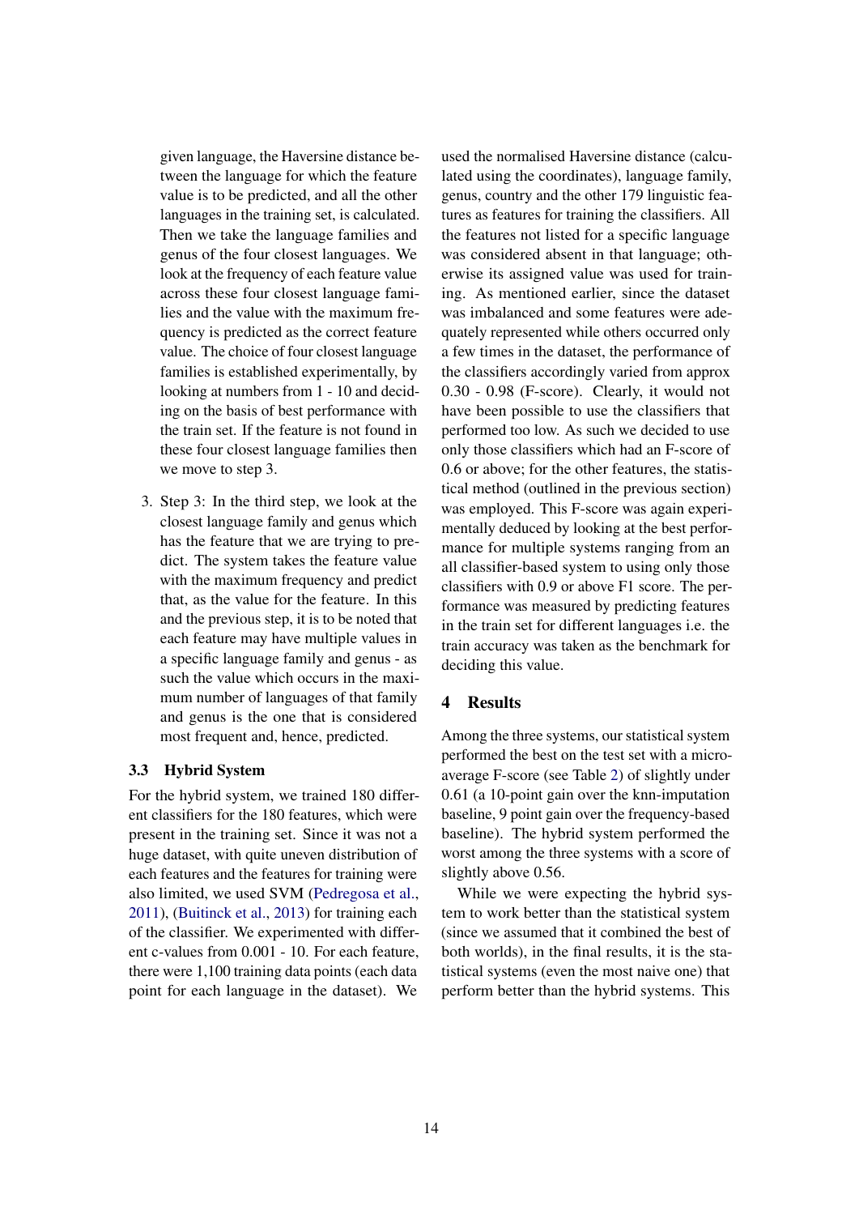given language, the Haversine distance between the language for which the feature value is to be predicted, and all the other languages in the training set, is calculated. Then we take the language families and genus of the four closest languages. We look at the frequency of each feature value across these four closest language families and the value with the maximum frequency is predicted as the correct feature value. The choice of four closest language families is established experimentally, by looking at numbers from 1 - 10 and deciding on the basis of best performance with the train set. If the feature is not found in these four closest language families then we move to step 3.

3. Step 3: In the third step, we look at the closest language family and genus which has the feature that we are trying to predict. The system takes the feature value with the maximum frequency and predict that, as the value for the feature. In this and the previous step, it is to be noted that each feature may have multiple values in a specific language family and genus - as such the value which occurs in the maximum number of languages of that family and genus is the one that is considered most frequent and, hence, predicted.

### 3.3 Hybrid System

For the hybrid system, we trained 180 different classifiers for the 180 features, which were present in the training set. Since it was not a huge dataset, with quite uneven distribution of each features and the features for training were also limited, we used SVM (Pedregosa et al., 2011), (Buitinck et al., 2013) for training each of the classifier. We experimented with different c-values from 0.001 - 10. For each feature, there were 1,100 training data points (each data point for each language in the dataset). We used the normalised Haversine distance (calculated using the coordinates), language family, genus, country and the other 179 linguistic features as features for training the classifiers. All the features not listed for a specific language was considered absent in that language; otherwise its assigned value was used for training. As mentioned earlier, since the dataset was imbalanced and some features were adequately represented while others occurred only a few times in the dataset, the performance of the classifiers accordingly varied from approx 0.30 - 0.98 (F-score). Clearly, it would not have been possible to use the classifiers that performed too low. As such we decided to use only those classifiers which had an F-score of 0.6 or above; for the other features, the statistical method (outlined in the previous section) was employed. This F-score was again experimentally deduced by looking at the best performance for multiple systems ranging from an all classifier-based system to using only those classifiers with 0.9 or above F1 score. The performance was measured by predicting features in the train set for different languages i.e. the train accuracy was taken as the benchmark for deciding this value.

## 4 Results

Among the three systems, our statistical system performed the best on the test set with a micro-average F-score (see Table 2) of slightly under 0.61 (a 10-point gain over the knn-imputation baseline, 9 point gain over the frequency-based baseline). The hybrid system performed the worst among the three systems with a score of slightly above 0.56.

While we were expecting the hybrid system to work better than the statistical system (since we assumed that it combined the best of both worlds), in the final results, it is the statistical systems (even the most naive one) that perform better than the hybrid systems. This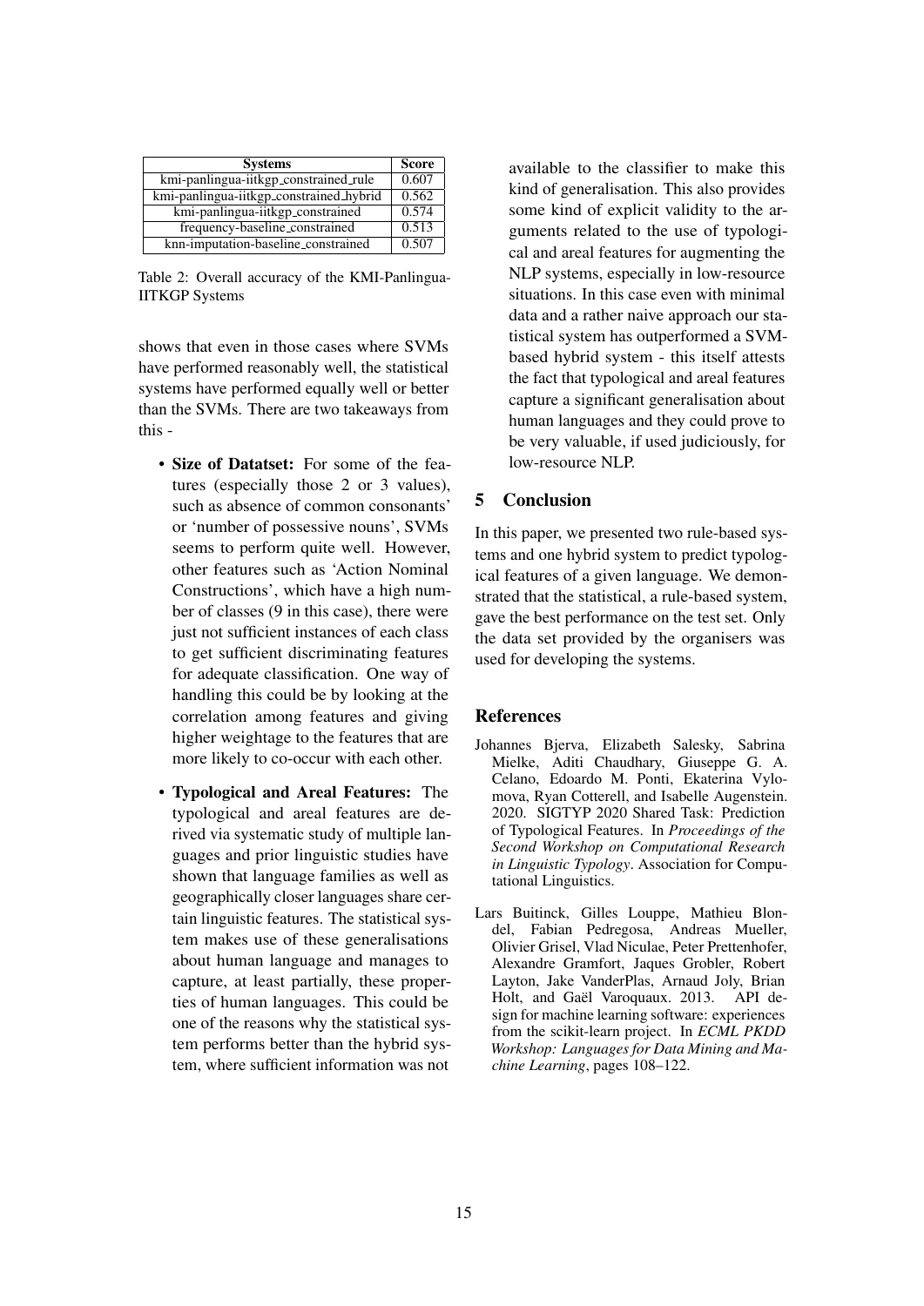| Systems | Score |
|---|---|
| kmi-panlingua-iitkgp_constrained_rule | 0.607 |
| kmi-panlingua-iitkgp_constrained_hybrid | 0.562 |
| kmi-panlingua-iitkgp_constrained | 0.574 |
| frequency-baseline_constrained | 0.513 |
| knn-imputation-baseline_constrained | 0.507 |

Table 2: Overall accuracy of the KMI-Panlingua-IITKGP Systems

shows that even in those cases where SVMs have performed reasonably well, the statistical systems have performed equally well or better than the SVMs. There are two takeaways from this -

- **Size of Datatset:** For some of the features (especially those 2 or 3 values), such as absence of common consonants' or 'number of possessive nouns', SVMs seems to perform quite well. However, other features such as 'Action Nominal Constructions', which have a high number of classes (9 in this case), there were just not sufficient instances of each class to get sufficient discriminating features for adequate classification. One way of handling this could be by looking at the correlation among features and giving higher weightage to the features that are more likely to co-occur with each other.

- **Typological and Areal Features:** The typological and areal features are derived via systematic study of multiple languages and prior linguistic studies have shown that language families as well as geographically closer languages share certain linguistic features. The statistical system makes use of these generalisations about human language and manages to capture, at least partially, these properties of human languages. This could be one of the reasons why the statistical system performs better than the hybrid system, where sufficient information was not available to the classifier to make this kind of generalisation. This also provides some kind of explicit validity to the arguments related to the use of typological and areal features for augmenting the NLP systems, especially in low-resource situations. In this case even with minimal data and a rather naive approach our statistical system has outperformed a SVM-based hybrid system - this itself attests the fact that typological and areal features capture a significant generalisation about human languages and they could prove to be very valuable, if used judiciously, for low-resource NLP.

## 5 Conclusion

In this paper, we presented two rule-based systems and one hybrid system to predict typological features of a given language. We demonstrated that the statistical, a rule-based system, gave the best performance on the test set. Only the data set provided by the organisers was used for developing the systems.

## References

Johannes Bjerva, Elizabeth Salesky, Sabrina Mielke, Aditi Chaudhary, Giuseppe G. A. Celano, Edoardo M. Ponti, Ekaterina Vylomova, Ryan Cotterell, and Isabelle Augenstein. 2020. SIGTYP 2020 Shared Task: Prediction of Typological Features. In *Proceedings of the Second Workshop on Computational Research in Linguistic Typology*. Association for Computational Linguistics.

Lars Buitinck, Gilles Louppe, Mathieu Blondel, Fabian Pedregosa, Andreas Mueller, Olivier Grisel, Vlad Niculae, Peter Prettenhofer, Alexandre Gramfort, Jaques Grobler, Robert Layton, Jake VanderPlas, Arnaud Joly, Brian Holt, and Gaël Varoquaux. 2013. API design for machine learning software: experiences from the scikit-learn project. In *ECML PKDD Workshop: Languages for Data Mining and Machine Learning*, pages 108–122.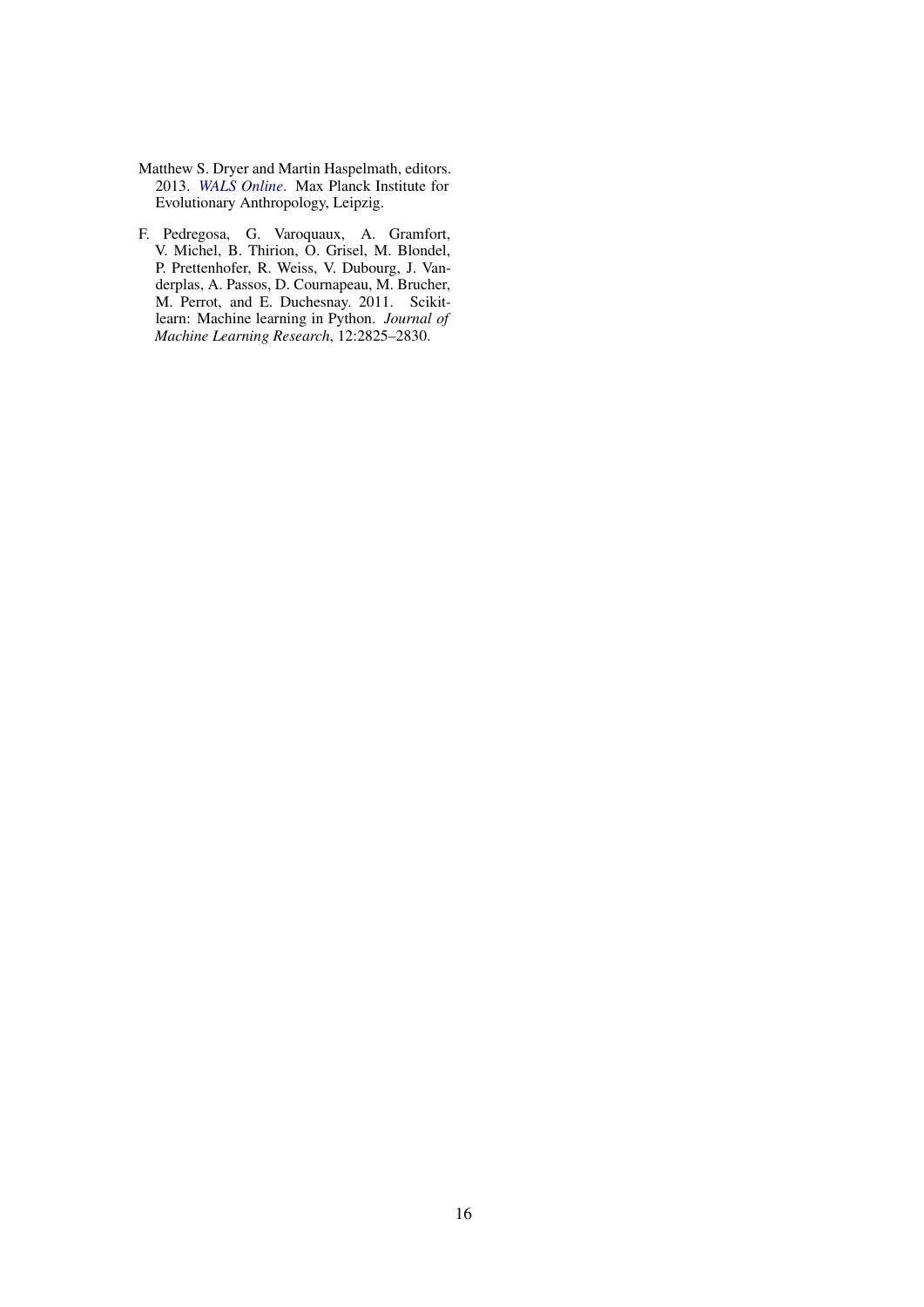Matthew S. Dryer and Martin Haspelmath, editors. 2013. *WALS Online*. Max Planck Institute for Evolutionary Anthropology, Leipzig.

F. Pedregosa, G. Varoquaux, A. Gramfort, V. Michel, B. Thirion, O. Grisel, M. Blondel, P. Prettenhofer, R. Weiss, V. Dubourg, J. Vanderplas, A. Passos, D. Cournapeau, M. Brucher, M. Perrot, and E. Duchesnay. 2011. Scikit-learn: Machine learning in Python. *Journal of Machine Learning Research*, 12:2825–2830.